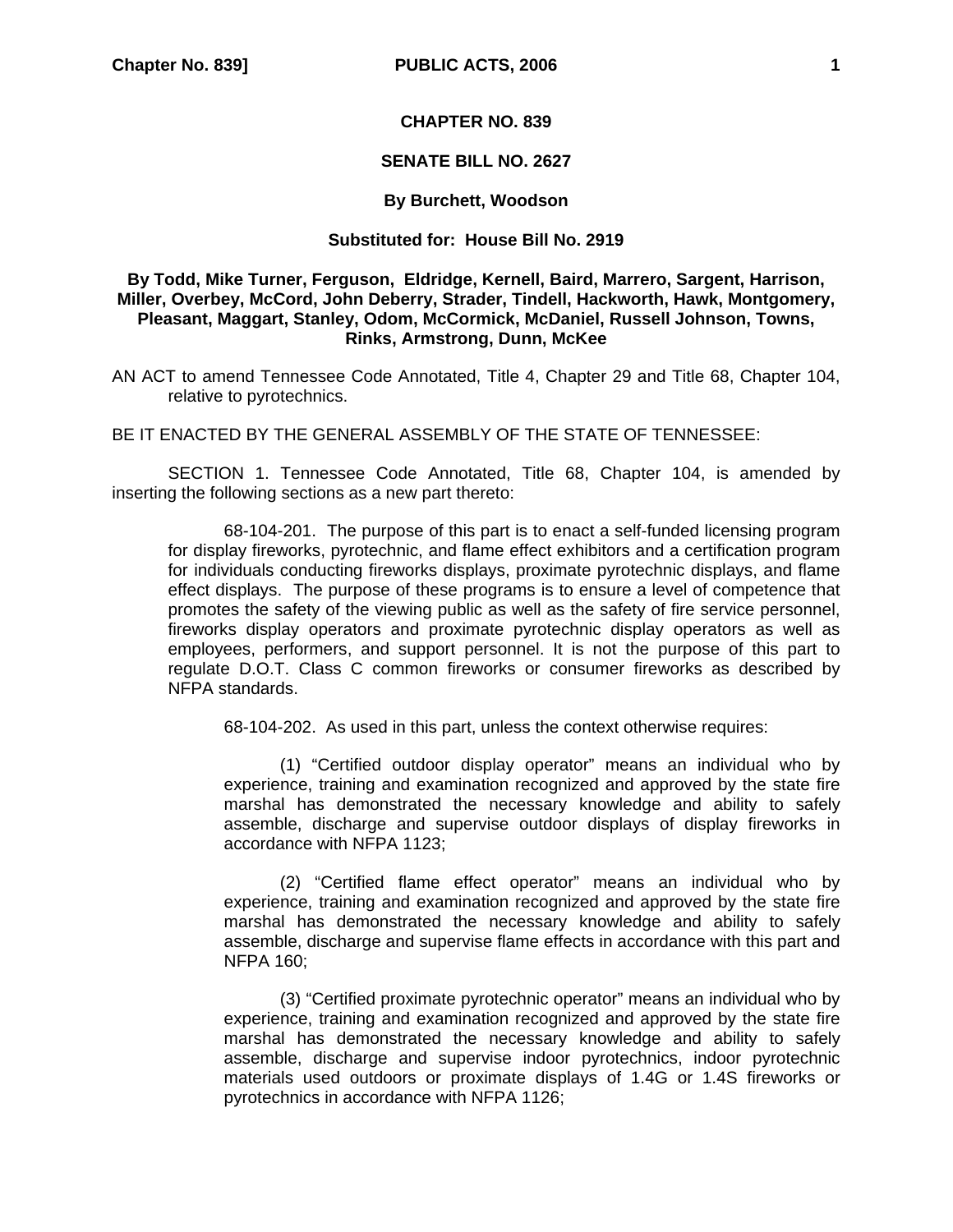# CHAPTER NO. 839

## SENATE BILL NO. 2627

### By Burchett, Woodson

### Substituted for: House Bill No. 2919

### By Todd, Mike Turner, Ferguson, Eldridge, Kernell, Baird, Marrero, Sargent, Harrison, Miller, Overbey, McCord, John Deberry, Strader, Tindell, Hackworth, Hawk, Montgomery, Pleasant, Maggart, Stanley, Odom, McCormick, McDaniel, Russell Johnson, Towns, Rinks, Armstrong, Dunn, McKee

AN ACT to amend Tennessee Code Annotated, Title 4, Chapter 29 and Title 68, Chapter 104, relative to pyrotechnics.

BE IT ENACTED BY THE GENERAL ASSEMBLY OF THE STATE OF TENNESSEE:

SECTION 1. Tennessee Code Annotated, Title 68, Chapter 104, is amended by inserting the following sections as a new part thereto:

68-104-201. The purpose of this part is to enact a self-funded licensing program for display fireworks, pyrotechnic, and flame effect exhibitors and a certification program for individuals conducting fireworks displays, proximate pyrotechnic displays, and flame effect displays. The purpose of these programs is to ensure a level of competence that promotes the safety of the viewing public as well as the safety of fire service personnel, fireworks display operators and proximate pyrotechnic display operators as well as employees, performers, and support personnel. It is not the purpose of this part to regulate D.O.T. Class C common fireworks or consumer fireworks as described by NFPA standards.

68-104-202. As used in this part, unless the context otherwise requires:

(1) “Certified outdoor display operator” means an individual who by experience, training and examination recognized and approved by the state fire marshal has demonstrated the necessary knowledge and ability to safely assemble, discharge and supervise outdoor displays of display fireworks in accordance with NFPA 1123;

(2) “Certified flame effect operator” means an individual who by experience, training and examination recognized and approved by the state fire marshal has demonstrated the necessary knowledge and ability to safely assemble, discharge and supervise flame effects in accordance with this part and NFPA 160;

(3) “Certified proximate pyrotechnic operator” means an individual who by experience, training and examination recognized and approved by the state fire marshal has demonstrated the necessary knowledge and ability to safely assemble, discharge and supervise indoor pyrotechnics, indoor pyrotechnic materials used outdoors or proximate displays of 1.4G or 1.4S fireworks or pyrotechnics in accordance with NFPA 1126;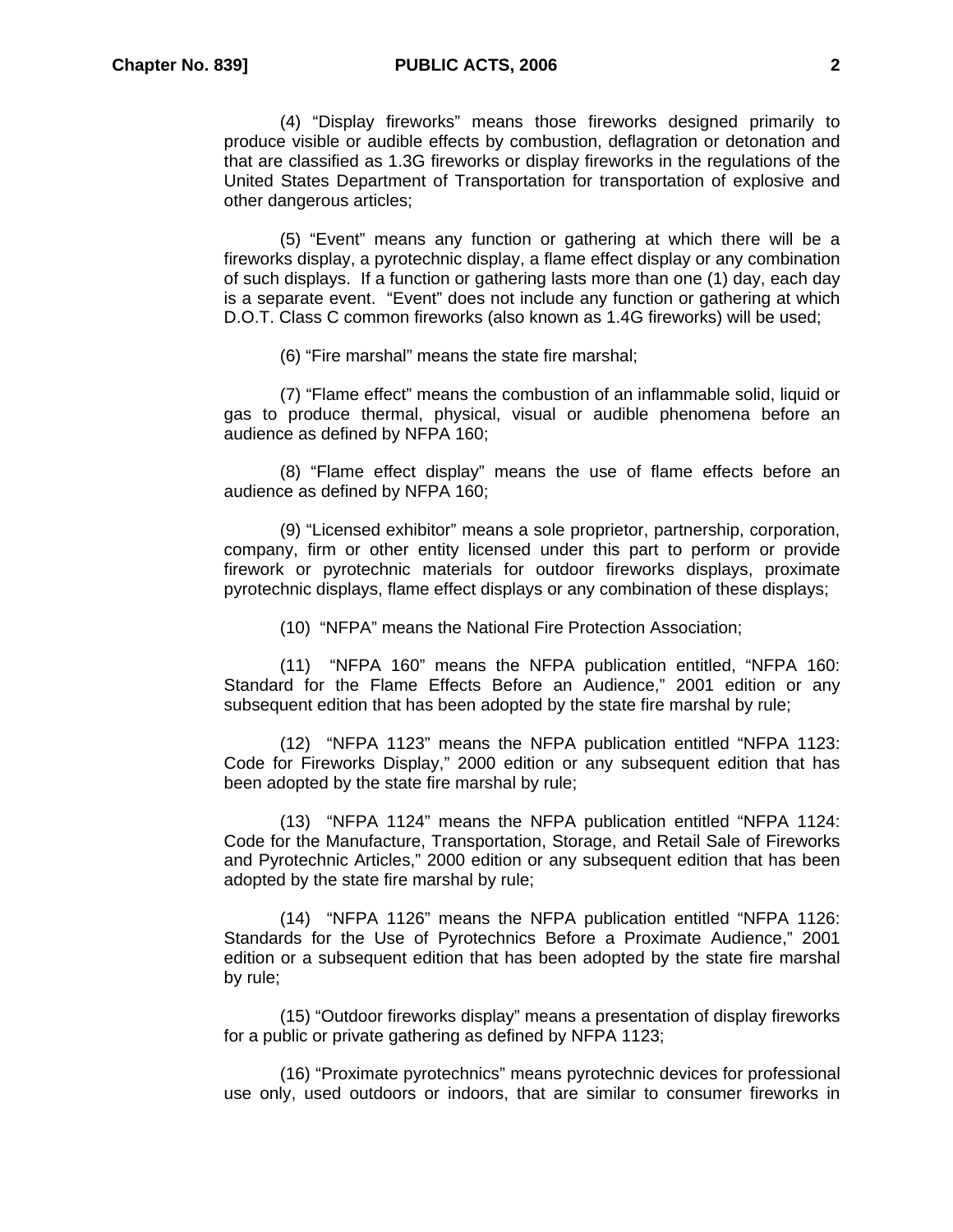(4) “Display fireworks” means those fireworks designed primarily to produce visible or audible effects by combustion, deflagration or detonation and that are classified as 1.3G fireworks or display fireworks in the regulations of the United States Department of Transportation for transportation of explosive and other dangerous articles;

(5) “Event” means any function or gathering at which there will be a fireworks display, a pyrotechnic display, a flame effect display or any combination of such displays. If a function or gathering lasts more than one (1) day, each day is a separate event. “Event” does not include any function or gathering at which D.O.T. Class C common fireworks (also known as 1.4G fireworks) will be used;

(6) “Fire marshal” means the state fire marshal;

(7) “Flame effect” means the combustion of an inflammable solid, liquid or gas to produce thermal, physical, visual or audible phenomena before an audience as defined by NFPA 160;

(8) “Flame effect display” means the use of flame effects before an audience as defined by NFPA 160;

(9) “Licensed exhibitor” means a sole proprietor, partnership, corporation, company, firm or other entity licensed under this part to perform or provide firework or pyrotechnic materials for outdoor fireworks displays, proximate pyrotechnic displays, flame effect displays or any combination of these displays;

(10) “NFPA” means the National Fire Protection Association;

(11) “NFPA 160” means the NFPA publication entitled, “NFPA 160: Standard for the Flame Effects Before an Audience,” 2001 edition or any subsequent edition that has been adopted by the state fire marshal by rule;

(12) “NFPA 1123” means the NFPA publication entitled “NFPA 1123: Code for Fireworks Display,” 2000 edition or any subsequent edition that has been adopted by the state fire marshal by rule;

(13) “NFPA 1124” means the NFPA publication entitled “NFPA 1124: Code for the Manufacture, Transportation, Storage, and Retail Sale of Fireworks and Pyrotechnic Articles,” 2000 edition or any subsequent edition that has been adopted by the state fire marshal by rule;

(14) “NFPA 1126” means the NFPA publication entitled “NFPA 1126: Standards for the Use of Pyrotechnics Before a Proximate Audience,” 2001 edition or a subsequent edition that has been adopted by the state fire marshal by rule;

(15) “Outdoor fireworks display” means a presentation of display fireworks for a public or private gathering as defined by NFPA 1123;

(16) “Proximate pyrotechnics” means pyrotechnic devices for professional use only, used outdoors or indoors, that are similar to consumer fireworks in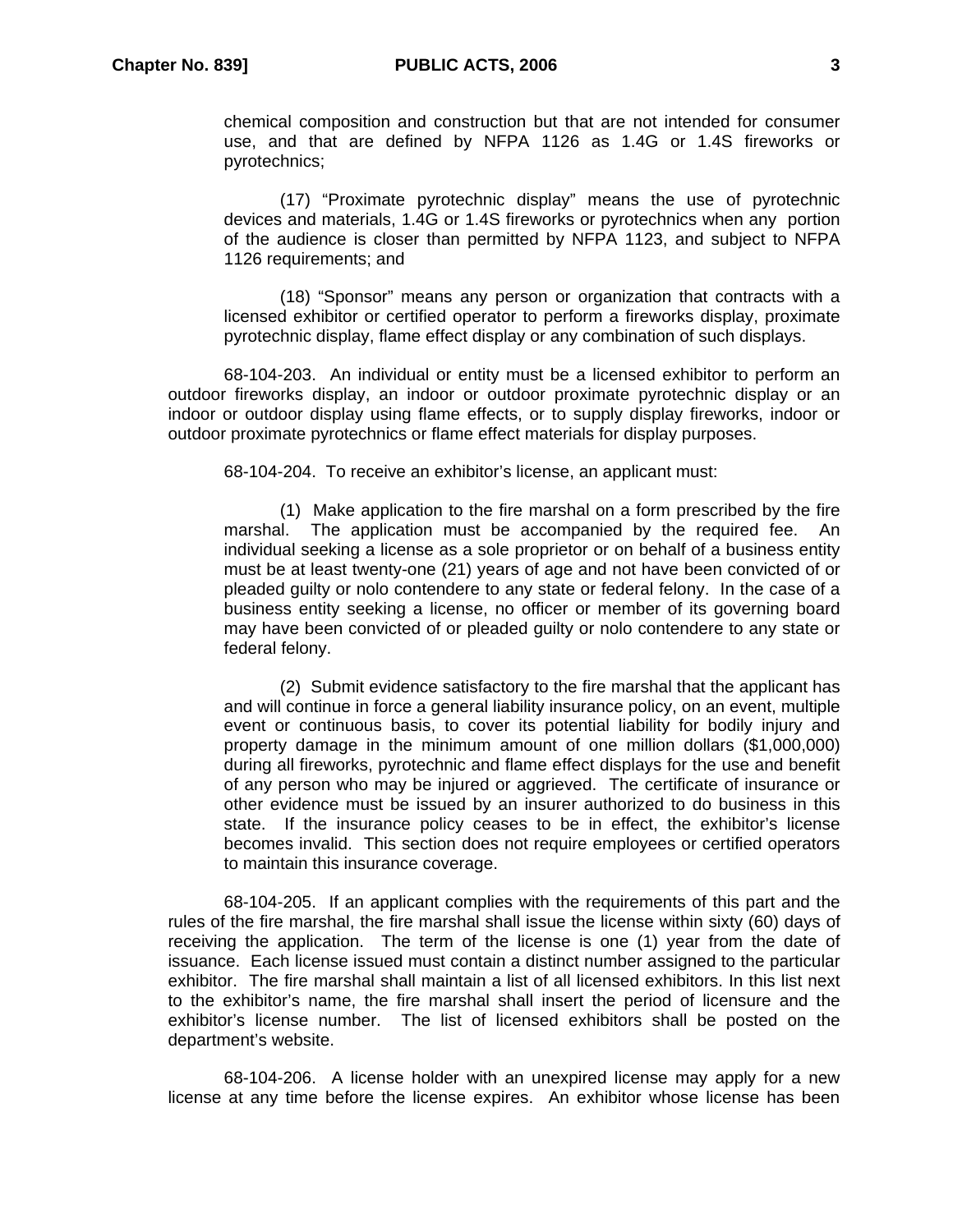chemical composition and construction but that are not intended for consumer use, and that are defined by NFPA 1126 as 1.4G or 1.4S fireworks or pyrotechnics;

(17) "Proximate pyrotechnic display" means the use of pyrotechnic devices and materials, 1.4G or 1.4S fireworks or pyrotechnics when any portion of the audience is closer than permitted by NFPA 1123, and subject to NFPA 1126 requirements; and

(18) "Sponsor" means any person or organization that contracts with a licensed exhibitor or certified operator to perform a fireworks display, proximate pyrotechnic display, flame effect display or any combination of such displays.

68-104-203. An individual or entity must be a licensed exhibitor to perform an outdoor fireworks display, an indoor or outdoor proximate pyrotechnic display or an indoor or outdoor display using flame effects, or to supply display fireworks, indoor or outdoor proximate pyrotechnics or flame effect materials for display purposes.

68-104-204. To receive an exhibitor's license, an applicant must:

(1) Make application to the fire marshal on a form prescribed by the fire marshal. The application must be accompanied by the required fee. An individual seeking a license as a sole proprietor or on behalf of a business entity must be at least twenty-one (21) years of age and not have been convicted of or pleaded guilty or nolo contendere to any state or federal felony. In the case of a business entity seeking a license, no officer or member of its governing board may have been convicted of or pleaded guilty or nolo contendere to any state or federal felony.

(2) Submit evidence satisfactory to the fire marshal that the applicant has and will continue in force a general liability insurance policy, on an event, multiple event or continuous basis, to cover its potential liability for bodily injury and property damage in the minimum amount of one million dollars ($1,000,000) during all fireworks, pyrotechnic and flame effect displays for the use and benefit of any person who may be injured or aggrieved. The certificate of insurance or other evidence must be issued by an insurer authorized to do business in this state. If the insurance policy ceases to be in effect, the exhibitor's license becomes invalid. This section does not require employees or certified operators to maintain this insurance coverage.

68-104-205. If an applicant complies with the requirements of this part and the rules of the fire marshal, the fire marshal shall issue the license within sixty (60) days of receiving the application. The term of the license is one (1) year from the date of issuance. Each license issued must contain a distinct number assigned to the particular exhibitor. The fire marshal shall maintain a list of all licensed exhibitors. In this list next to the exhibitor's name, the fire marshal shall insert the period of licensure and the exhibitor's license number. The list of licensed exhibitors shall be posted on the department's website.

68-104-206. A license holder with an unexpired license may apply for a new license at any time before the license expires. An exhibitor whose license has been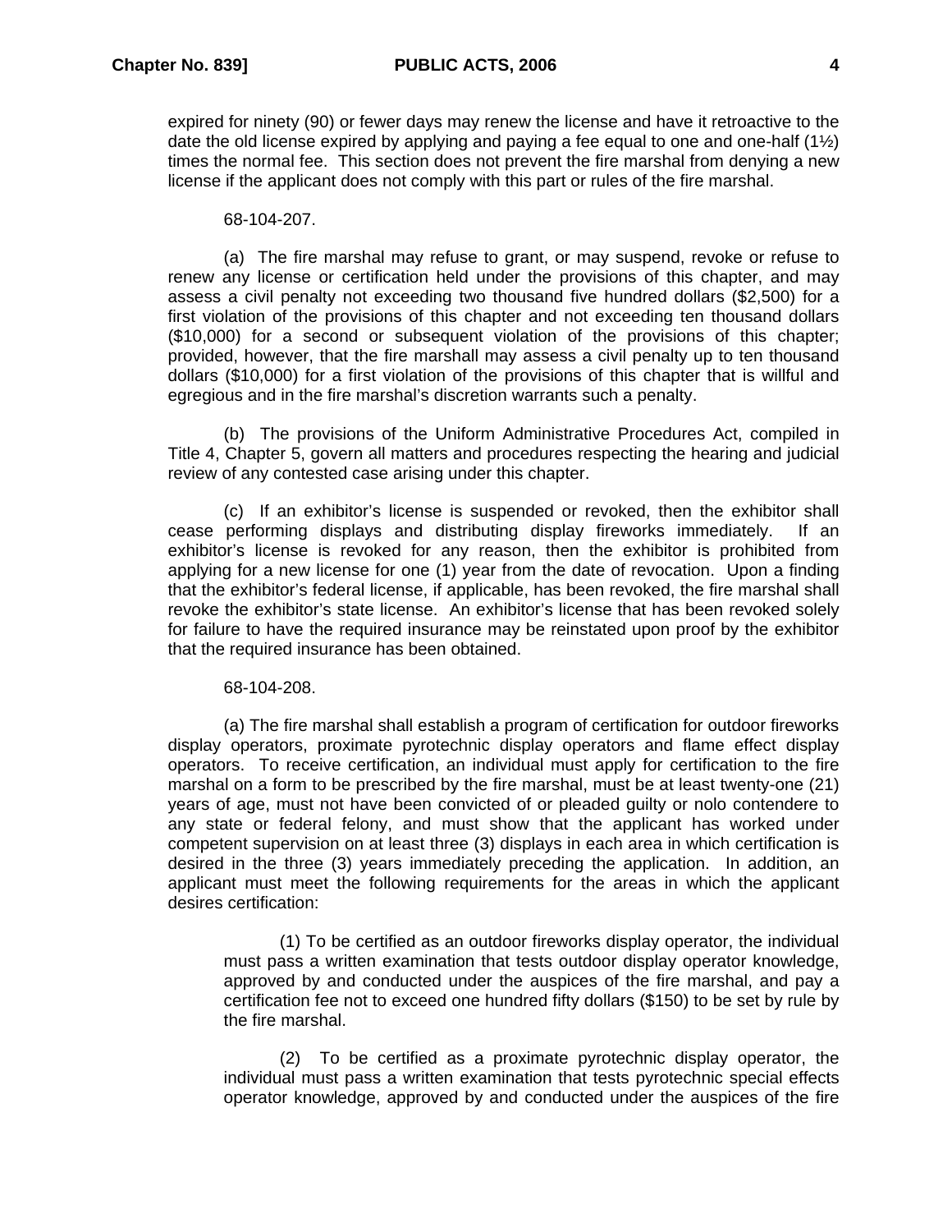expired for ninety (90) or fewer days may renew the license and have it retroactive to the date the old license expired by applying and paying a fee equal to one and one-half (1½) times the normal fee. This section does not prevent the fire marshal from denying a new license if the applicant does not comply with this part or rules of the fire marshal.

68-104-207.

(a) The fire marshal may refuse to grant, or may suspend, revoke or refuse to renew any license or certification held under the provisions of this chapter, and may assess a civil penalty not exceeding two thousand five hundred dollars ($2,500) for a first violation of the provisions of this chapter and not exceeding ten thousand dollars ($10,000) for a second or subsequent violation of the provisions of this chapter; provided, however, that the fire marshall may assess a civil penalty up to ten thousand dollars ($10,000) for a first violation of the provisions of this chapter that is willful and egregious and in the fire marshal's discretion warrants such a penalty.

(b) The provisions of the Uniform Administrative Procedures Act, compiled in Title 4, Chapter 5, govern all matters and procedures respecting the hearing and judicial review of any contested case arising under this chapter.

(c) If an exhibitor's license is suspended or revoked, then the exhibitor shall cease performing displays and distributing display fireworks immediately. If an exhibitor's license is revoked for any reason, then the exhibitor is prohibited from applying for a new license for one (1) year from the date of revocation. Upon a finding that the exhibitor's federal license, if applicable, has been revoked, the fire marshal shall revoke the exhibitor's state license. An exhibitor's license that has been revoked solely for failure to have the required insurance may be reinstated upon proof by the exhibitor that the required insurance has been obtained.

68-104-208.

(a) The fire marshal shall establish a program of certification for outdoor fireworks display operators, proximate pyrotechnic display operators and flame effect display operators. To receive certification, an individual must apply for certification to the fire marshal on a form to be prescribed by the fire marshal, must be at least twenty-one (21) years of age, must not have been convicted of or pleaded guilty or nolo contendere to any state or federal felony, and must show that the applicant has worked under competent supervision on at least three (3) displays in each area in which certification is desired in the three (3) years immediately preceding the application. In addition, an applicant must meet the following requirements for the areas in which the applicant desires certification:

(1) To be certified as an outdoor fireworks display operator, the individual must pass a written examination that tests outdoor display operator knowledge, approved by and conducted under the auspices of the fire marshal, and pay a certification fee not to exceed one hundred fifty dollars ($150) to be set by rule by the fire marshal.

(2) To be certified as a proximate pyrotechnic display operator, the individual must pass a written examination that tests pyrotechnic special effects operator knowledge, approved by and conducted under the auspices of the fire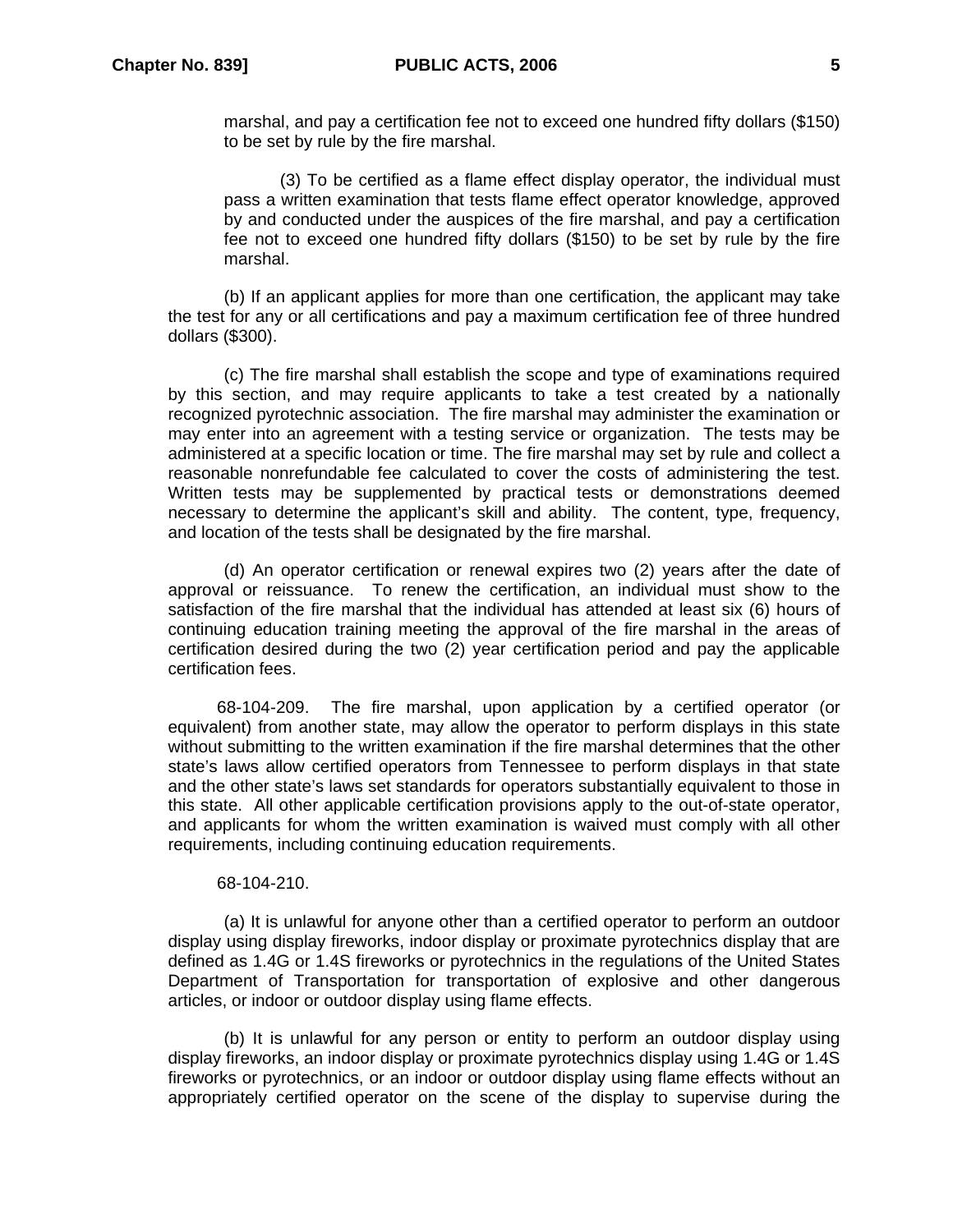marshal, and pay a certification fee not to exceed one hundred fifty dollars ($150) to be set by rule by the fire marshal.

(3) To be certified as a flame effect display operator, the individual must pass a written examination that tests flame effect operator knowledge, approved by and conducted under the auspices of the fire marshal, and pay a certification fee not to exceed one hundred fifty dollars ($150) to be set by rule by the fire marshal.

(b) If an applicant applies for more than one certification, the applicant may take the test for any or all certifications and pay a maximum certification fee of three hundred dollars ($300).

(c) The fire marshal shall establish the scope and type of examinations required by this section, and may require applicants to take a test created by a nationally recognized pyrotechnic association. The fire marshal may administer the examination or may enter into an agreement with a testing service or organization. The tests may be administered at a specific location or time. The fire marshal may set by rule and collect a reasonable nonrefundable fee calculated to cover the costs of administering the test. Written tests may be supplemented by practical tests or demonstrations deemed necessary to determine the applicant's skill and ability. The content, type, frequency, and location of the tests shall be designated by the fire marshal.

(d) An operator certification or renewal expires two (2) years after the date of approval or reissuance. To renew the certification, an individual must show to the satisfaction of the fire marshal that the individual has attended at least six (6) hours of continuing education training meeting the approval of the fire marshal in the areas of certification desired during the two (2) year certification period and pay the applicable certification fees.

68-104-209. The fire marshal, upon application by a certified operator (or equivalent) from another state, may allow the operator to perform displays in this state without submitting to the written examination if the fire marshal determines that the other state's laws allow certified operators from Tennessee to perform displays in that state and the other state's laws set standards for operators substantially equivalent to those in this state. All other applicable certification provisions apply to the out-of-state operator, and applicants for whom the written examination is waived must comply with all other requirements, including continuing education requirements.

68-104-210.

(a) It is unlawful for anyone other than a certified operator to perform an outdoor display using display fireworks, indoor display or proximate pyrotechnics display that are defined as 1.4G or 1.4S fireworks or pyrotechnics in the regulations of the United States Department of Transportation for transportation of explosive and other dangerous articles, or indoor or outdoor display using flame effects.

(b) It is unlawful for any person or entity to perform an outdoor display using display fireworks, an indoor display or proximate pyrotechnics display using 1.4G or 1.4S fireworks or pyrotechnics, or an indoor or outdoor display using flame effects without an appropriately certified operator on the scene of the display to supervise during the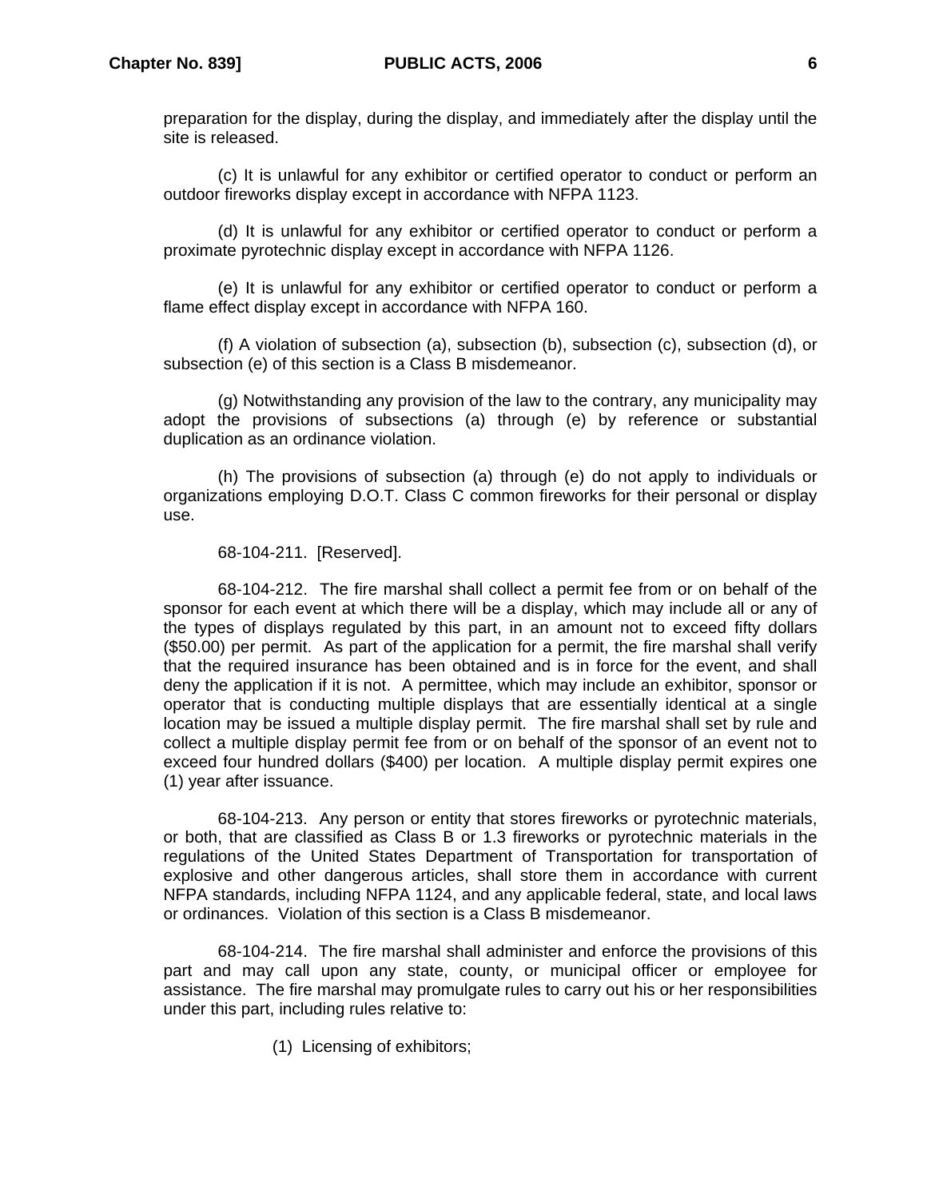preparation for the display, during the display, and immediately after the display until the site is released.

(c) It is unlawful for any exhibitor or certified operator to conduct or perform an outdoor fireworks display except in accordance with NFPA 1123.

(d) It is unlawful for any exhibitor or certified operator to conduct or perform a proximate pyrotechnic display except in accordance with NFPA 1126.

(e) It is unlawful for any exhibitor or certified operator to conduct or perform a flame effect display except in accordance with NFPA 160.

(f) A violation of subsection (a), subsection (b), subsection (c), subsection (d), or subsection (e) of this section is a Class B misdemeanor.

(g) Notwithstanding any provision of the law to the contrary, any municipality may adopt the provisions of subsections (a) through (e) by reference or substantial duplication as an ordinance violation.

(h) The provisions of subsection (a) through (e) do not apply to individuals or organizations employing D.O.T. Class C common fireworks for their personal or display use.

68-104-211. [Reserved].

68-104-212. The fire marshal shall collect a permit fee from or on behalf of the sponsor for each event at which there will be a display, which may include all or any of the types of displays regulated by this part, in an amount not to exceed fifty dollars ($50.00) per permit. As part of the application for a permit, the fire marshal shall verify that the required insurance has been obtained and is in force for the event, and shall deny the application if it is not. A permittee, which may include an exhibitor, sponsor or operator that is conducting multiple displays that are essentially identical at a single location may be issued a multiple display permit. The fire marshal shall set by rule and collect a multiple display permit fee from or on behalf of the sponsor of an event not to exceed four hundred dollars ($400) per location. A multiple display permit expires one (1) year after issuance.

68-104-213. Any person or entity that stores fireworks or pyrotechnic materials, or both, that are classified as Class B or 1.3 fireworks or pyrotechnic materials in the regulations of the United States Department of Transportation for transportation of explosive and other dangerous articles, shall store them in accordance with current NFPA standards, including NFPA 1124, and any applicable federal, state, and local laws or ordinances. Violation of this section is a Class B misdemeanor.

68-104-214. The fire marshal shall administer and enforce the provisions of this part and may call upon any state, county, or municipal officer or employee for assistance. The fire marshal may promulgate rules to carry out his or her responsibilities under this part, including rules relative to:

(1) Licensing of exhibitors;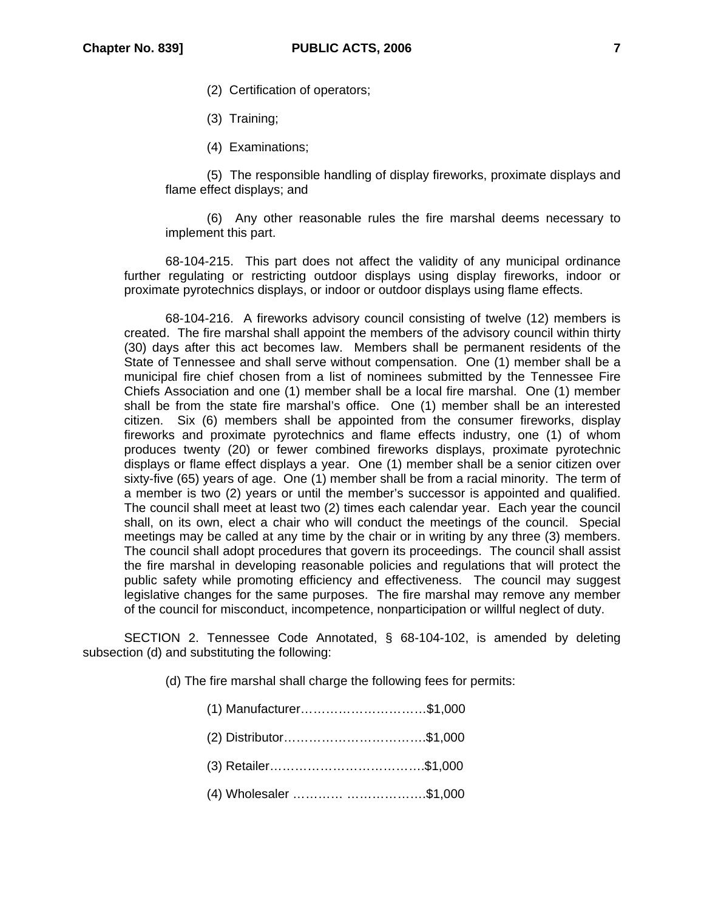(2) Certification of operators;

(3) Training;

(4) Examinations;

(5) The responsible handling of display fireworks, proximate displays and flame effect displays; and

(6) Any other reasonable rules the fire marshal deems necessary to implement this part.

68-104-215. This part does not affect the validity of any municipal ordinance further regulating or restricting outdoor displays using display fireworks, indoor or proximate pyrotechnics displays, or indoor or outdoor displays using flame effects.

68-104-216. A fireworks advisory council consisting of twelve (12) members is created. The fire marshal shall appoint the members of the advisory council within thirty (30) days after this act becomes law. Members shall be permanent residents of the State of Tennessee and shall serve without compensation. One (1) member shall be a municipal fire chief chosen from a list of nominees submitted by the Tennessee Fire Chiefs Association and one (1) member shall be a local fire marshal. One (1) member shall be from the state fire marshal's office. One (1) member shall be an interested citizen. Six (6) members shall be appointed from the consumer fireworks, display fireworks and proximate pyrotechnics and flame effects industry, one (1) of whom produces twenty (20) or fewer combined fireworks displays, proximate pyrotechnic displays or flame effect displays a year. One (1) member shall be a senior citizen over sixty-five (65) years of age. One (1) member shall be from a racial minority. The term of a member is two (2) years or until the member's successor is appointed and qualified. The council shall meet at least two (2) times each calendar year. Each year the council shall, on its own, elect a chair who will conduct the meetings of the council. Special meetings may be called at any time by the chair or in writing by any three (3) members. The council shall adopt procedures that govern its proceedings. The council shall assist the fire marshal in developing reasonable policies and regulations that will protect the public safety while promoting efficiency and effectiveness. The council may suggest legislative changes for the same purposes. The fire marshal may remove any member of the council for misconduct, incompetence, nonparticipation or willful neglect of duty.

SECTION 2. Tennessee Code Annotated, § 68-104-102, is amended by deleting subsection (d) and substituting the following:

(d) The fire marshal shall charge the following fees for permits:

(1) Manufacturer…………………………$1,000

(2) Distributor……………………………$1,000

(3) Retailer………………………………$1,000

(4) Wholesaler ………… ………………$1,000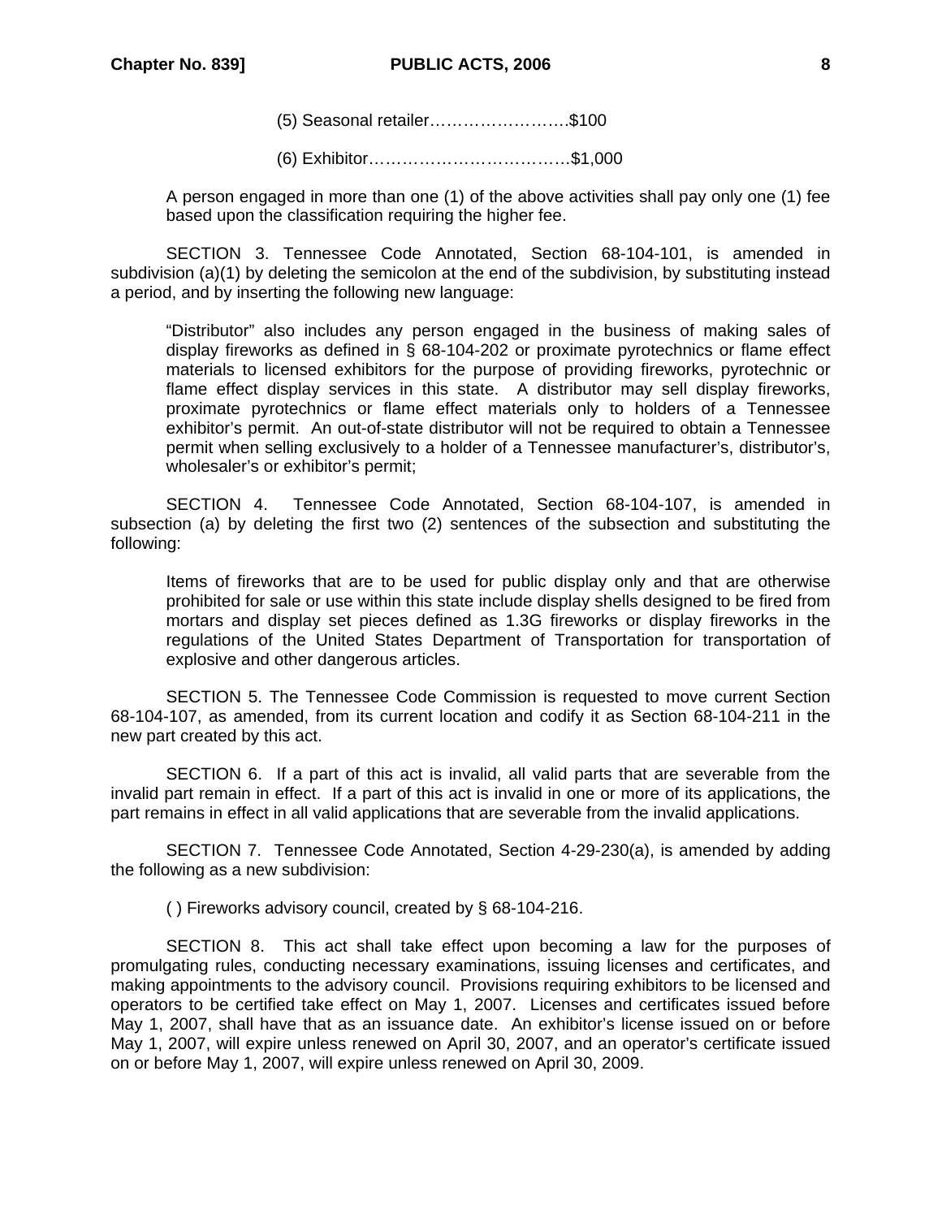(5) Seasonal retailer…………………….$100

(6) Exhibitor……………………………….$1,000

A person engaged in more than one (1) of the above activities shall pay only one (1) fee based upon the classification requiring the higher fee.

SECTION 3. Tennessee Code Annotated, Section 68-104-101, is amended in subdivision (a)(1) by deleting the semicolon at the end of the subdivision, by substituting instead a period, and by inserting the following new language:

> "Distributor" also includes any person engaged in the business of making sales of display fireworks as defined in § 68-104-202 or proximate pyrotechnics or flame effect materials to licensed exhibitors for the purpose of providing fireworks, pyrotechnic or flame effect display services in this state. A distributor may sell display fireworks, proximate pyrotechnics or flame effect materials only to holders of a Tennessee exhibitor's permit. An out-of-state distributor will not be required to obtain a Tennessee permit when selling exclusively to a holder of a Tennessee manufacturer's, distributor's, wholesaler's or exhibitor's permit;

SECTION 4. Tennessee Code Annotated, Section 68-104-107, is amended in subsection (a) by deleting the first two (2) sentences of the subsection and substituting the following:

> Items of fireworks that are to be used for public display only and that are otherwise prohibited for sale or use within this state include display shells designed to be fired from mortars and display set pieces defined as 1.3G fireworks or display fireworks in the regulations of the United States Department of Transportation for transportation of explosive and other dangerous articles.

SECTION 5. The Tennessee Code Commission is requested to move current Section 68-104-107, as amended, from its current location and codify it as Section 68-104-211 in the new part created by this act.

SECTION 6. If a part of this act is invalid, all valid parts that are severable from the invalid part remain in effect. If a part of this act is invalid in one or more of its applications, the part remains in effect in all valid applications that are severable from the invalid applications.

SECTION 7. Tennessee Code Annotated, Section 4-29-230(a), is amended by adding the following as a new subdivision:

> ( ) Fireworks advisory council, created by § 68-104-216.

SECTION 8. This act shall take effect upon becoming a law for the purposes of promulgating rules, conducting necessary examinations, issuing licenses and certificates, and making appointments to the advisory council. Provisions requiring exhibitors to be licensed and operators to be certified take effect on May 1, 2007. Licenses and certificates issued before May 1, 2007, shall have that as an issuance date. An exhibitor's license issued on or before May 1, 2007, will expire unless renewed on April 30, 2007, and an operator's certificate issued on or before May 1, 2007, will expire unless renewed on April 30, 2009.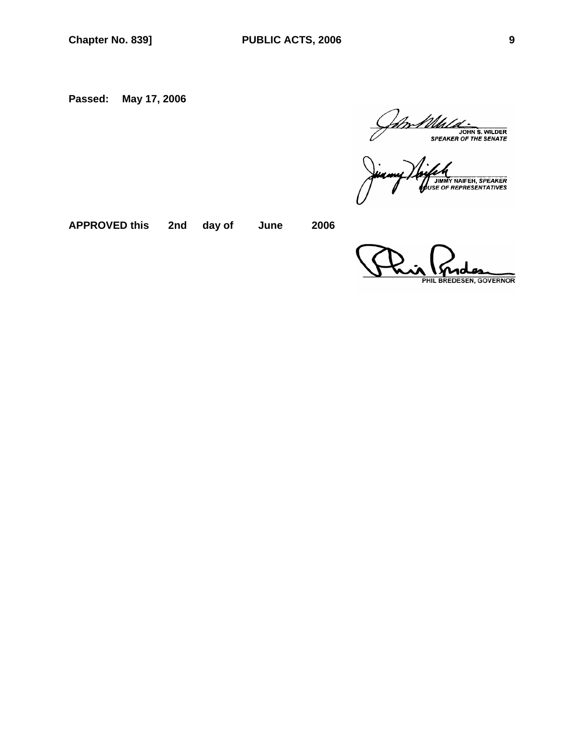**Passed: May 17, 2006**

JOHN S. WILDER
*SPEAKER OF THE SENATE*

JIMMY NAIFEH, *SPEAKER*
*HOUSE OF REPRESENTATIVES*

**APPROVED this 2nd day of June 2006**

PHIL BREDESEN, GOVERNOR